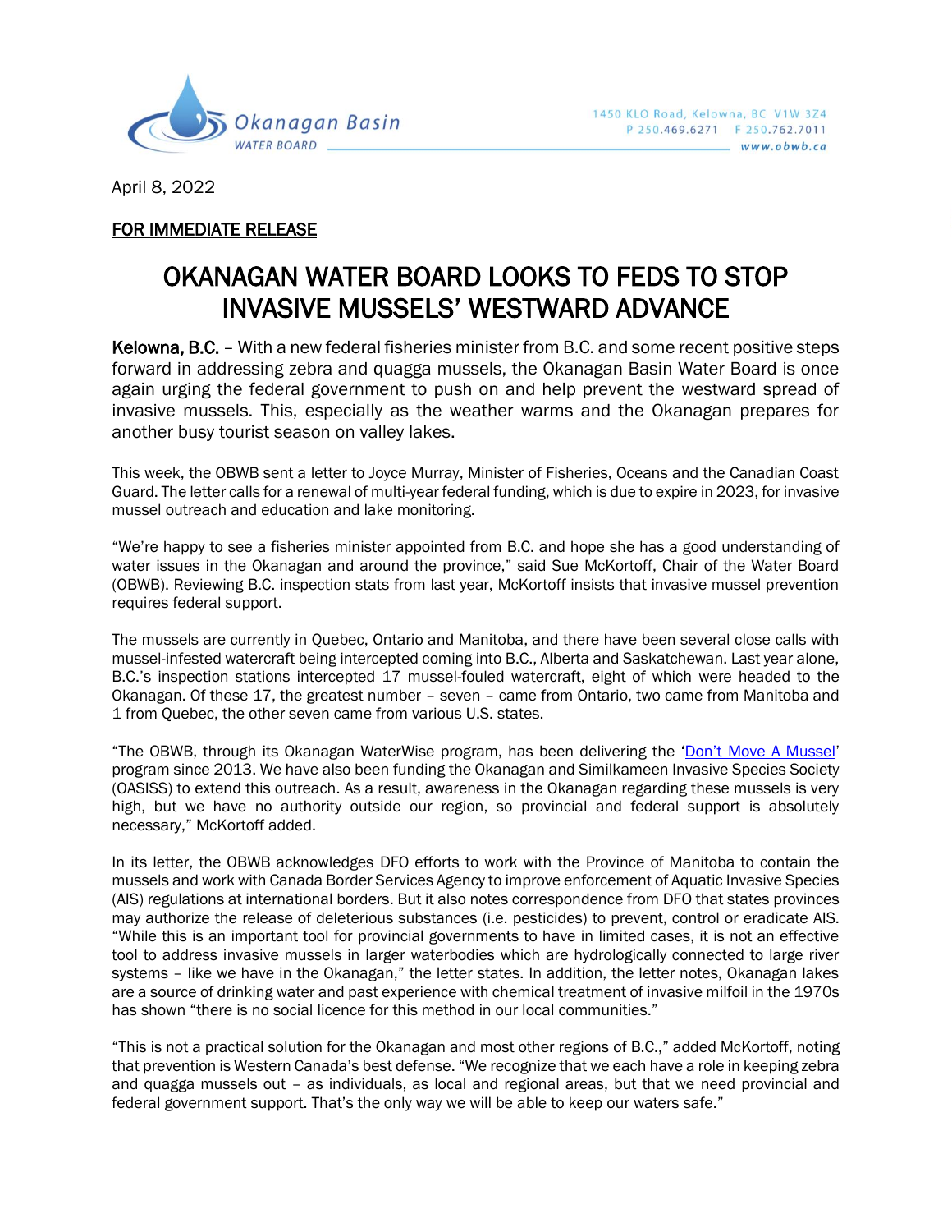Okanagan Basin WATER BOARD

1450 KLO Road, Kelowna, BC V1W 3Z4
P 250.469.6271 F 250.762.7011
www.obwb.ca

April 8, 2022

FOR IMMEDIATE RELEASE

# OKANAGAN WATER BOARD LOOKS TO FEDS TO STOP INVASIVE MUSSELS' WESTWARD ADVANCE

**Kelowna, B.C.** – With a new federal fisheries minister from B.C. and some recent positive steps forward in addressing zebra and quagga mussels, the Okanagan Basin Water Board is once again urging the federal government to push on and help prevent the westward spread of invasive mussels. This, especially as the weather warms and the Okanagan prepares for another busy tourist season on valley lakes.

This week, the OBWB sent a letter to Joyce Murray, Minister of Fisheries, Oceans and the Canadian Coast Guard. The letter calls for a renewal of multi-year federal funding, which is due to expire in 2023, for invasive mussel outreach and education and lake monitoring.

"We're happy to see a fisheries minister appointed from B.C. and hope she has a good understanding of water issues in the Okanagan and around the province," said Sue McKortoff, Chair of the Water Board (OBWB). Reviewing B.C. inspection stats from last year, McKortoff insists that invasive mussel prevention requires federal support.

The mussels are currently in Quebec, Ontario and Manitoba, and there have been several close calls with mussel-infested watercraft being intercepted coming into B.C., Alberta and Saskatchewan. Last year alone, B.C.'s inspection stations intercepted 17 mussel-fouled watercraft, eight of which were headed to the Okanagan. Of these 17, the greatest number – seven – came from Ontario, two came from Manitoba and 1 from Quebec, the other seven came from various U.S. states.

"The OBWB, through its Okanagan WaterWise program, has been delivering the 'Don't Move A Mussel' program since 2013. We have also been funding the Okanagan and Similkameen Invasive Species Society (OASISS) to extend this outreach. As a result, awareness in the Okanagan regarding these mussels is very high, but we have no authority outside our region, so provincial and federal support is absolutely necessary," McKortoff added.

In its letter, the OBWB acknowledges DFO efforts to work with the Province of Manitoba to contain the mussels and work with Canada Border Services Agency to improve enforcement of Aquatic Invasive Species (AIS) regulations at international borders. But it also notes correspondence from DFO that states provinces may authorize the release of deleterious substances (i.e. pesticides) to prevent, control or eradicate AIS. "While this is an important tool for provincial governments to have in limited cases, it is not an effective tool to address invasive mussels in larger waterbodies which are hydrologically connected to large river systems – like we have in the Okanagan," the letter states. In addition, the letter notes, Okanagan lakes are a source of drinking water and past experience with chemical treatment of invasive milfoil in the 1970s has shown "there is no social licence for this method in our local communities."

"This is not a practical solution for the Okanagan and most other regions of B.C.," added McKortoff, noting that prevention is Western Canada's best defense. "We recognize that we each have a role in keeping zebra and quagga mussels out – as individuals, as local and regional areas, but that we need provincial and federal government support. That's the only way we will be able to keep our waters safe."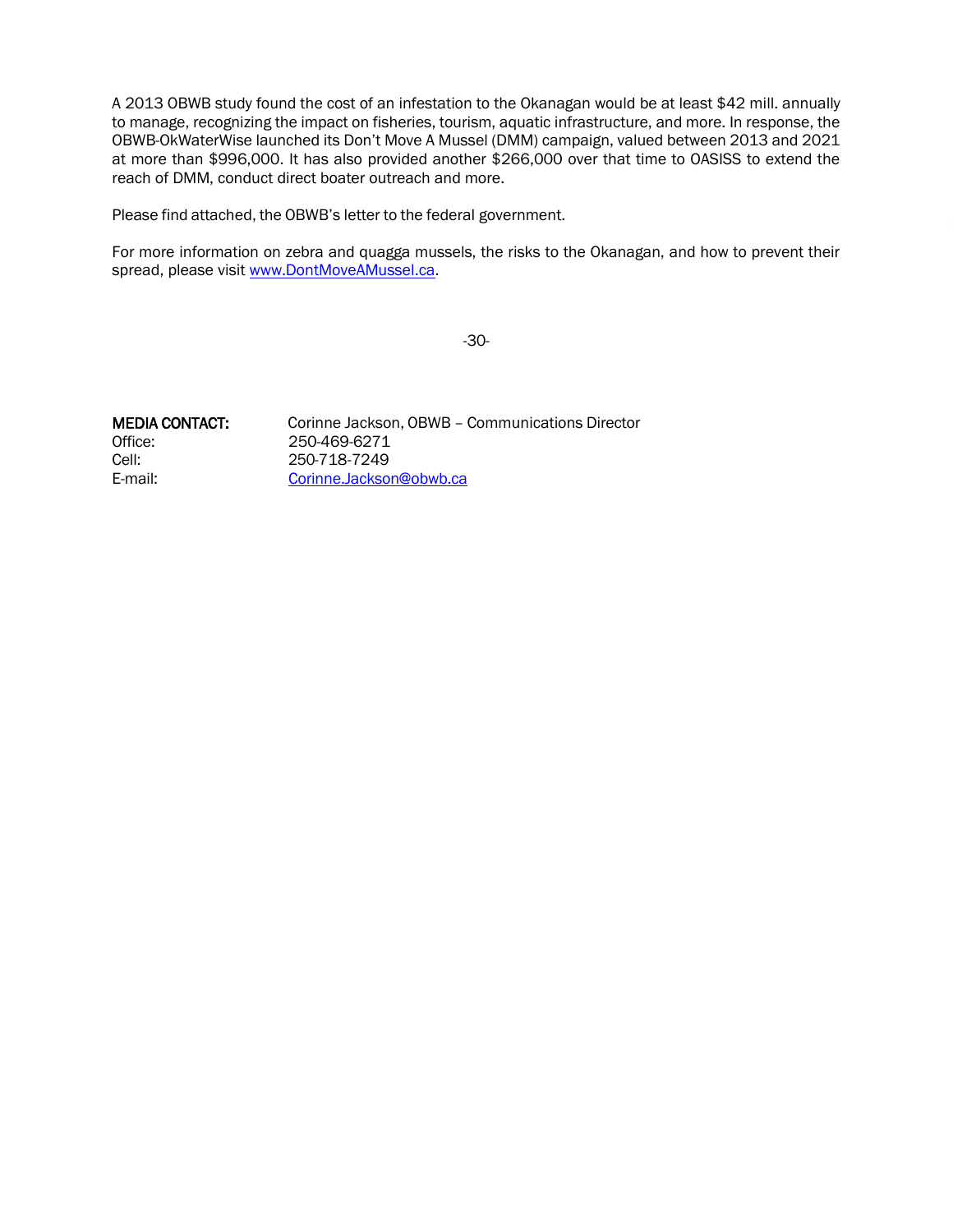A 2013 OBWB study found the cost of an infestation to the Okanagan would be at least $42 mill. annually to manage, recognizing the impact on fisheries, tourism, aquatic infrastructure, and more. In response, the OBWB-OkWaterWise launched its Don't Move A Mussel (DMM) campaign, valued between 2013 and 2021 at more than $996,000. It has also provided another $266,000 over that time to OASISS to extend the reach of DMM, conduct direct boater outreach and more.

Please find attached, the OBWB's letter to the federal government.

For more information on zebra and quagga mussels, the risks to the Okanagan, and how to prevent their spread, please visit [www.DontMoveAMussel.ca](http://www.DontMoveAMussel.ca).

-30-

| **MEDIA CONTACT:** | Corinne Jackson, OBWB – Communications Director |
|---|---|
| Office: | 250-469-6271 |
| Cell: | 250-718-7249 |
| E-mail: | [Corinne.Jackson@obwb.ca](mailto:Corinne.Jackson@obwb.ca) |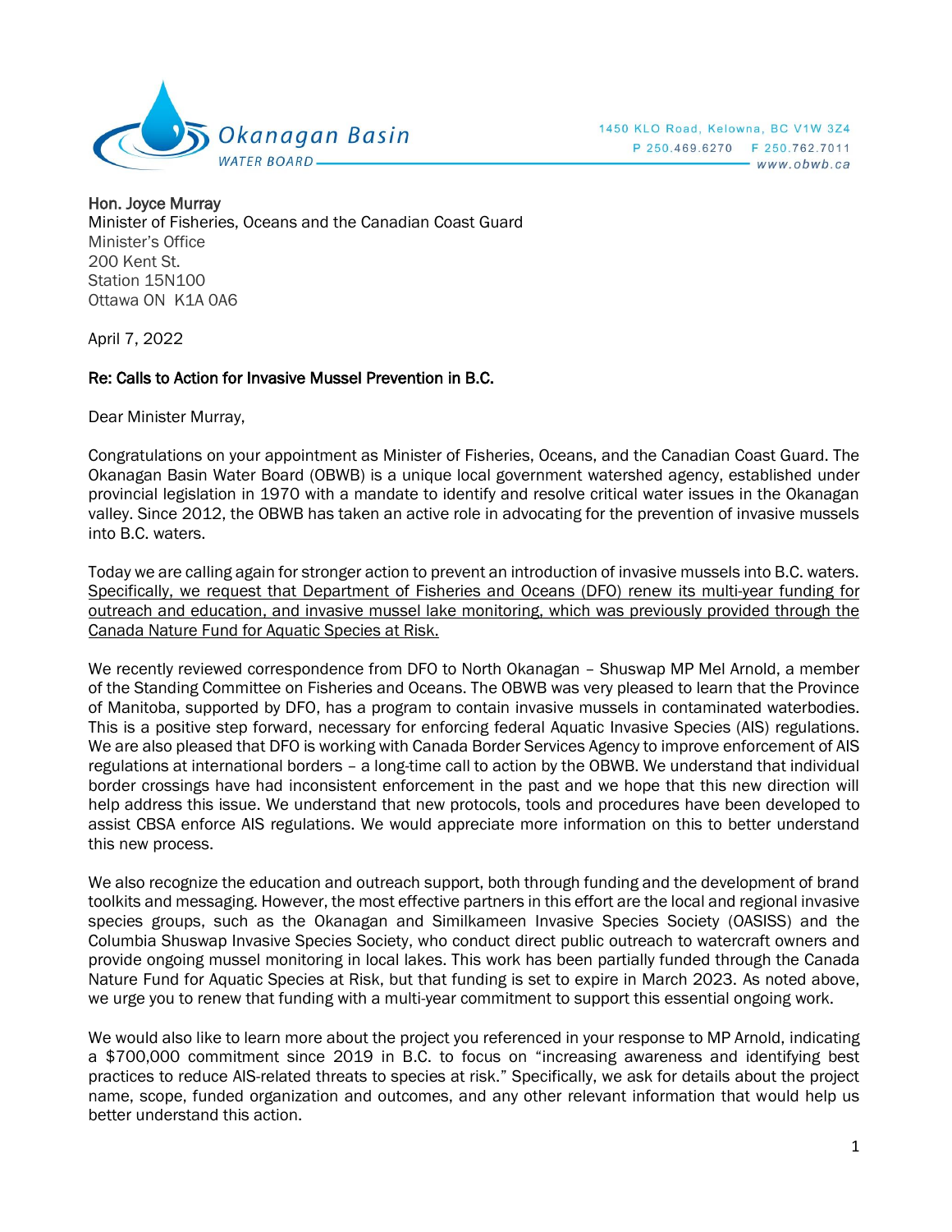Hon. Joyce Murray
Minister of Fisheries, Oceans and the Canadian Coast Guard
Minister's Office
200 Kent St.
Station 15N100
Ottawa ON K1A 0A6

April 7, 2022

**Re: Calls to Action for Invasive Mussel Prevention in B.C.**

Dear Minister Murray,

Congratulations on your appointment as Minister of Fisheries, Oceans, and the Canadian Coast Guard. The Okanagan Basin Water Board (OBWB) is a unique local government watershed agency, established under provincial legislation in 1970 with a mandate to identify and resolve critical water issues in the Okanagan valley. Since 2012, the OBWB has taken an active role in advocating for the prevention of invasive mussels into B.C. waters.

Today we are calling again for stronger action to prevent an introduction of invasive mussels into B.C. waters. Specifically, we request that Department of Fisheries and Oceans (DFO) renew its multi-year funding for outreach and education, and invasive mussel lake monitoring, which was previously provided through the Canada Nature Fund for Aquatic Species at Risk.

We recently reviewed correspondence from DFO to North Okanagan – Shuswap MP Mel Arnold, a member of the Standing Committee on Fisheries and Oceans. The OBWB was very pleased to learn that the Province of Manitoba, supported by DFO, has a program to contain invasive mussels in contaminated waterbodies. This is a positive step forward, necessary for enforcing federal Aquatic Invasive Species (AIS) regulations. We are also pleased that DFO is working with Canada Border Services Agency to improve enforcement of AIS regulations at international borders – a long-time call to action by the OBWB. We understand that individual border crossings have had inconsistent enforcement in the past and we hope that this new direction will help address this issue. We understand that new protocols, tools and procedures have been developed to assist CBSA enforce AIS regulations. We would appreciate more information on this to better understand this new process.

We also recognize the education and outreach support, both through funding and the development of brand toolkits and messaging. However, the most effective partners in this effort are the local and regional invasive species groups, such as the Okanagan and Similkameen Invasive Species Society (OASISS) and the Columbia Shuswap Invasive Species Society, who conduct direct public outreach to watercraft owners and provide ongoing mussel monitoring in local lakes. This work has been partially funded through the Canada Nature Fund for Aquatic Species at Risk, but that funding is set to expire in March 2023. As noted above, we urge you to renew that funding with a multi-year commitment to support this essential ongoing work.

We would also like to learn more about the project you referenced in your response to MP Arnold, indicating a $700,000 commitment since 2019 in B.C. to focus on "increasing awareness and identifying best practices to reduce AIS-related threats to species at risk." Specifically, we ask for details about the project name, scope, funded organization and outcomes, and any other relevant information that would help us better understand this action.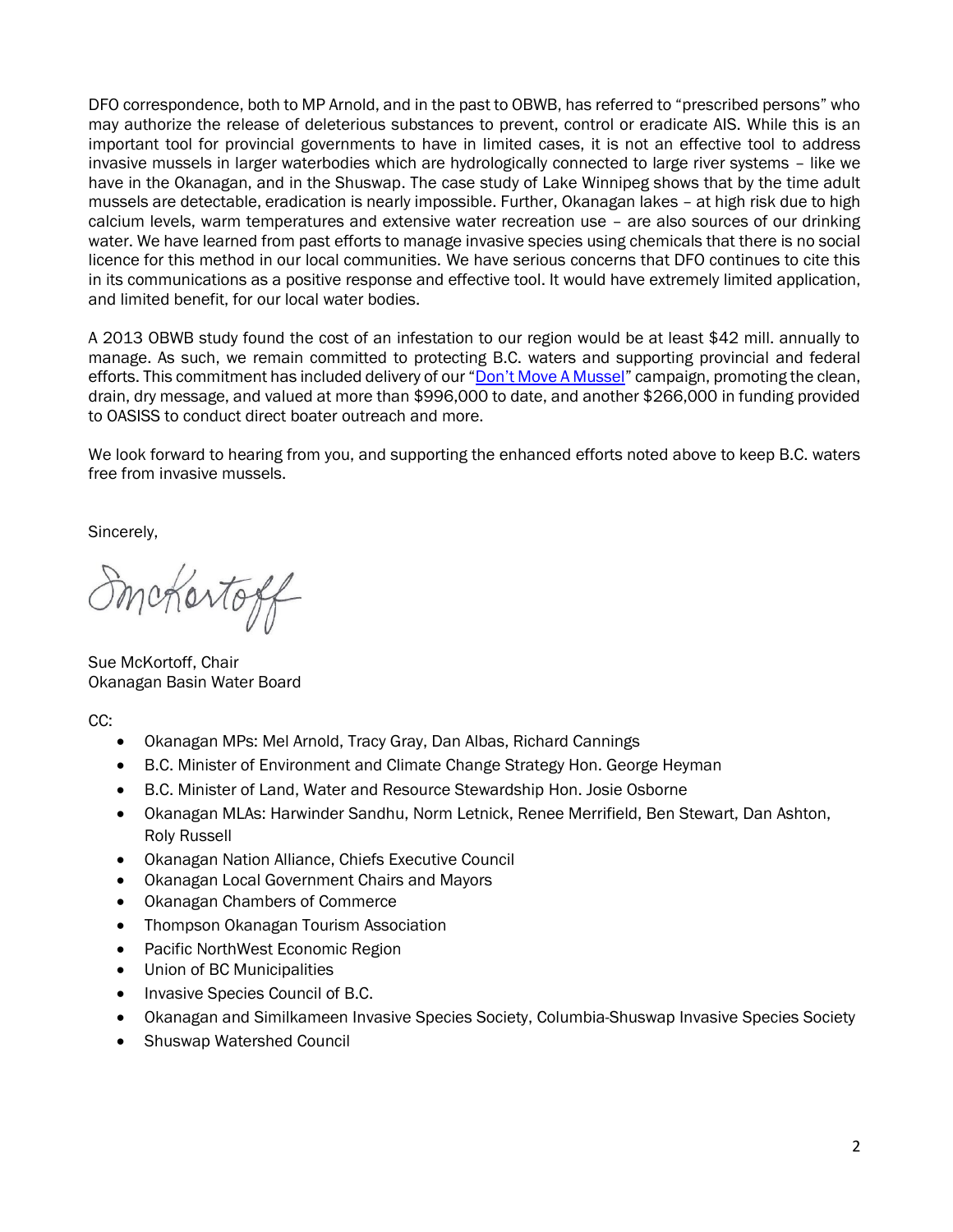DFO correspondence, both to MP Arnold, and in the past to OBWB, has referred to "prescribed persons" who may authorize the release of deleterious substances to prevent, control or eradicate AIS. While this is an important tool for provincial governments to have in limited cases, it is not an effective tool to address invasive mussels in larger waterbodies which are hydrologically connected to large river systems – like we have in the Okanagan, and in the Shuswap. The case study of Lake Winnipeg shows that by the time adult mussels are detectable, eradication is nearly impossible. Further, Okanagan lakes – at high risk due to high calcium levels, warm temperatures and extensive water recreation use – are also sources of our drinking water. We have learned from past efforts to manage invasive species using chemicals that there is no social licence for this method in our local communities. We have serious concerns that DFO continues to cite this in its communications as a positive response and effective tool. It would have extremely limited application, and limited benefit, for our local water bodies.

A 2013 OBWB study found the cost of an infestation to our region would be at least $42 mill. annually to manage. As such, we remain committed to protecting B.C. waters and supporting provincial and federal efforts. This commitment has included delivery of our "Don't Move A Mussel" campaign, promoting the clean, drain, dry message, and valued at more than $996,000 to date, and another $266,000 in funding provided to OASISS to conduct direct boater outreach and more.

We look forward to hearing from you, and supporting the enhanced efforts noted above to keep B.C. waters free from invasive mussels.

Sincerely,

Sue McKortoff, Chair
Okanagan Basin Water Board

CC:

- Okanagan MPs: Mel Arnold, Tracy Gray, Dan Albas, Richard Cannings
- B.C. Minister of Environment and Climate Change Strategy Hon. George Heyman
- B.C. Minister of Land, Water and Resource Stewardship Hon. Josie Osborne
- Okanagan MLAs: Harwinder Sandhu, Norm Letnick, Renee Merrifield, Ben Stewart, Dan Ashton, Roly Russell
- Okanagan Nation Alliance, Chiefs Executive Council
- Okanagan Local Government Chairs and Mayors
- Okanagan Chambers of Commerce
- Thompson Okanagan Tourism Association
- Pacific NorthWest Economic Region
- Union of BC Municipalities
- Invasive Species Council of B.C.
- Okanagan and Similkameen Invasive Species Society, Columbia-Shuswap Invasive Species Society
- Shuswap Watershed Council